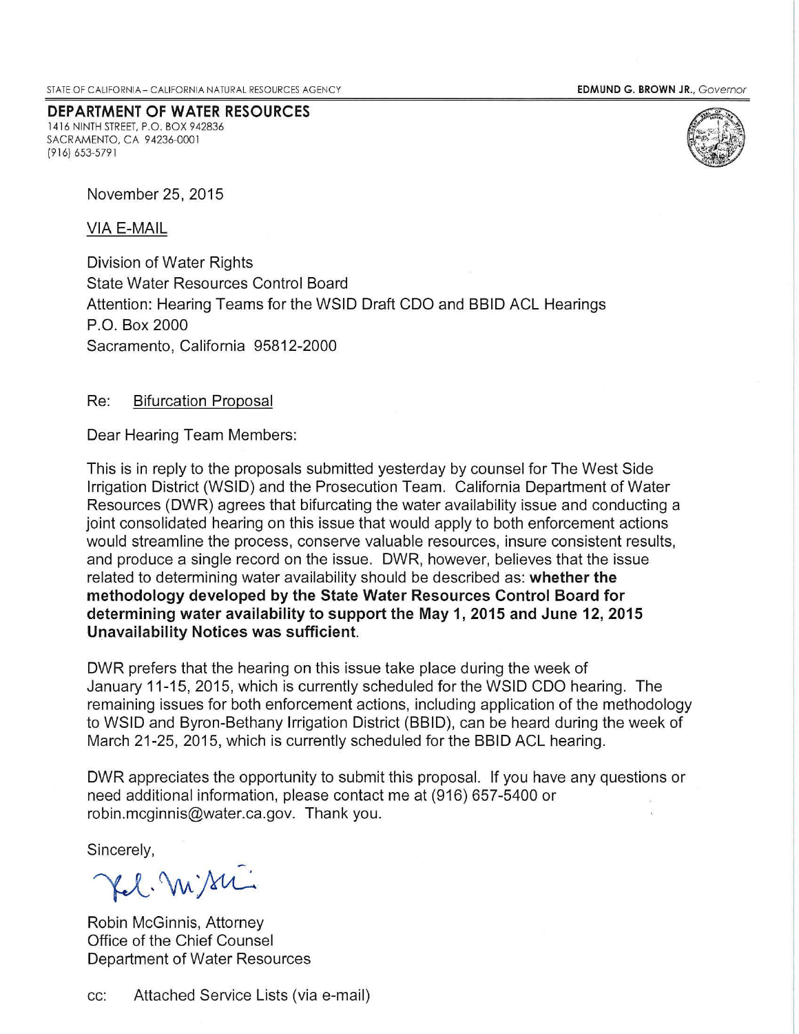STATE OF CALIFORNIA – CALIFORNIA NATURAL RESOURCES AGENCY

**EDMUND G. BROWN JR.**, *Governor*

**DEPARTMENT OF WATER RESOURCES**
1416 NINTH STREET, P.O. BOX 942836
SACRAMENTO, CA 94236-0001
(916) 653-5791

November 25, 2015

VIA E-MAIL

Division of Water Rights
State Water Resources Control Board
Attention: Hearing Teams for the WSID Draft CDO and BBID ACL Hearings
P.O. Box 2000
Sacramento, California 95812-2000

Re: Bifurcation Proposal

Dear Hearing Team Members:

This is in reply to the proposals submitted yesterday by counsel for The West Side Irrigation District (WSID) and the Prosecution Team. California Department of Water Resources (DWR) agrees that bifurcating the water availability issue and conducting a joint consolidated hearing on this issue that would apply to both enforcement actions would streamline the process, conserve valuable resources, insure consistent results, and produce a single record on the issue. DWR, however, believes that the issue related to determining water availability should be described as: **whether the methodology developed by the State Water Resources Control Board for determining water availability to support the May 1, 2015 and June 12, 2015 Unavailability Notices was sufficient.**

DWR prefers that the hearing on this issue take place during the week of January 11-15, 2015, which is currently scheduled for the WSID CDO hearing. The remaining issues for both enforcement actions, including application of the methodology to WSID and Byron-Bethany Irrigation District (BBID), can be heard during the week of March 21-25, 2015, which is currently scheduled for the BBID ACL hearing.

DWR appreciates the opportunity to submit this proposal. If you have any questions or need additional information, please contact me at (916) 657-5400 or robin.mcginnis@water.ca.gov. Thank you.

Sincerely,

Robin McGinnis, Attorney
Office of the Chief Counsel
Department of Water Resources

cc: Attached Service Lists (via e-mail)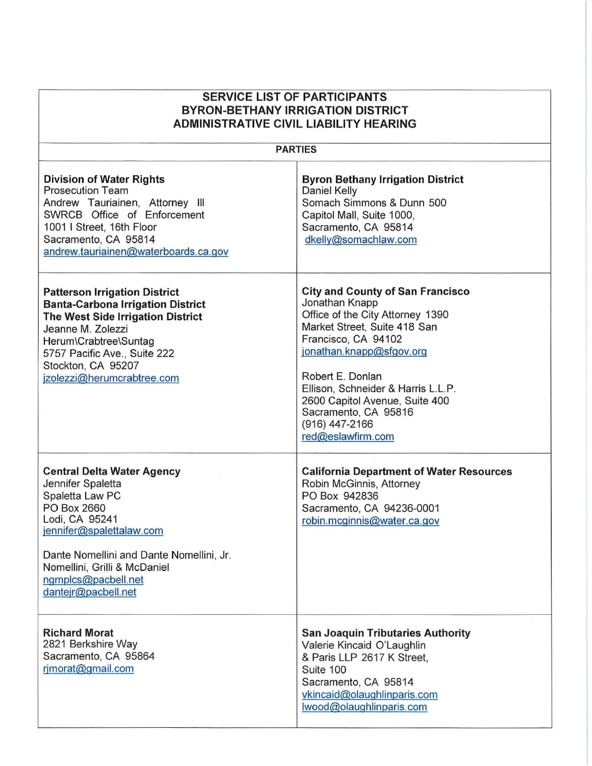# SERVICE LIST OF PARTICIPANTS
# BYRON-BETHANY IRRIGATION DISTRICT
# ADMINISTRATIVE CIVIL LIABILITY HEARING

## PARTIES

| | |
|---|---|
| **Division of Water Rights**<br>Prosecution Team<br>Andrew Tauriainen, Attorney III<br>SWRCB Office of Enforcement<br>1001 I Street, 16th Floor<br>Sacramento, CA 95814<br>andrew.tauriainen@waterboards.ca.gov | **Byron Bethany Irrigation District**<br>Daniel Kelly<br>Somach Simmons & Dunn 500<br>Capitol Mall, Suite 1000,<br>Sacramento, CA 95814<br>dkelly@somachlaw.com |
| **Patterson Irrigation District**<br>**Banta-Carbona Irrigation District**<br>**The West Side Irrigation District**<br>Jeanne M. Zolezzi<br>Herum\Crabtree\Suntag<br>5757 Pacific Ave., Suite 222<br>Stockton, CA 95207<br>jzolezzi@herumcrabtree.com | **City and County of San Francisco**<br>Jonathan Knapp<br>Office of the City Attorney 1390<br>Market Street, Suite 418 San<br>Francisco, CA 94102<br>jonathan.knapp@sfgov.org<br><br>Robert E. Donlan<br>Ellison, Schneider & Harris L.L.P.<br>2600 Capitol Avenue, Suite 400<br>Sacramento, CA 95816<br>(916) 447-2166<br>red@eslawfirm.com |
| **Central Delta Water Agency**<br>Jennifer Spaletta<br>Spaletta Law PC<br>PO Box 2660<br>Lodi, CA 95241<br>jennifer@spalettalaw.com<br><br>Dante Nomellini and Dante Nomellini, Jr.<br>Nomellini, Grilli & McDaniel<br>ngmplcs@pacbell.net<br>dantejr@pacbell.net | **California Department of Water Resources**<br>Robin McGinnis, Attorney<br>PO Box 942836<br>Sacramento, CA 94236-0001<br>robin.mcginnis@water.ca.gov |
| **Richard Morat**<br>2821 Berkshire Way<br>Sacramento, CA 95864<br>rjmorat@gmail.com | **San Joaquin Tributaries Authority**<br>Valerie Kincaid O'Laughlin<br>& Paris LLP 2617 K Street,<br>Suite 100<br>Sacramento, CA 95814<br>vkincaid@olaughlinparis.com<br>lwood@olaughlinparis.com |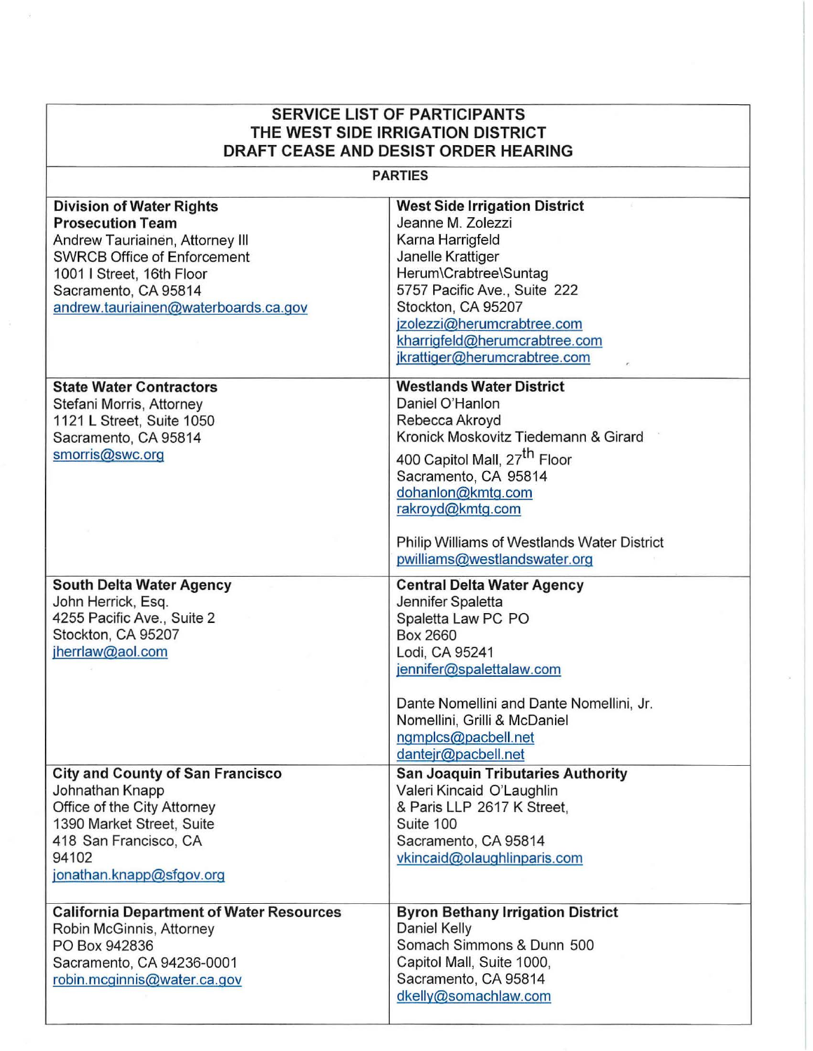# SERVICE LIST OF PARTICIPANTS
# THE WEST SIDE IRRIGATION DISTRICT
# DRAFT CEASE AND DESIST ORDER HEARING

## PARTIES

| | |
|---|---|
| **Division of Water Rights Prosecution Team**<br>Andrew Tauriainen, Attorney III<br>SWRCB Office of Enforcement<br>1001 I Street, 16th Floor<br>Sacramento, CA 95814<br>andrew.tauriainen@waterboards.ca.gov | **West Side Irrigation District**<br>Jeanne M. Zolezzi<br>Karna Harrigfeld<br>Janelle Krattiger<br>Herum\Crabtree\Suntag<br>5757 Pacific Ave., Suite 222<br>Stockton, CA 95207<br>jzolezzi@herumcrabtree.com<br>kharrigfeld@herumcrabtree.com<br>jkrattiger@herumcrabtree.com |
| **State Water Contractors**<br>Stefani Morris, Attorney<br>1121 L Street, Suite 1050<br>Sacramento, CA 95814<br>smorris@swc.org | **Westlands Water District**<br>Daniel O'Hanlon<br>Rebecca Akroyd<br>Kronick Moskovitz Tiedemann & Girard<br>400 Capitol Mall, 27th Floor<br>Sacramento, CA 95814<br>dohanlon@kmtg.com<br>rakroyd@kmtg.com<br><br>Philip Williams of Westlands Water District<br>pwilliams@westlandswater.org |
| **South Delta Water Agency**<br>John Herrick, Esq.<br>4255 Pacific Ave., Suite 2<br>Stockton, CA 95207<br>jherrlaw@aol.com | **Central Delta Water Agency**<br>Jennifer Spaletta<br>Spaletta Law PC PO<br>Box 2660<br>Lodi, CA 95241<br>jennifer@spalettalaw.com<br><br>Dante Nomellini and Dante Nomellini, Jr.<br>Nomellini, Grilli & McDaniel<br>ngmplcs@pacbell.net<br>dantejr@pacbell.net |
| **City and County of San Francisco**<br>Johnathan Knapp<br>Office of the City Attorney<br>1390 Market Street, Suite<br>418 San Francisco, CA<br>94102<br>jonathan.knapp@sfgov.org | **San Joaquin Tributaries Authority**<br>Valeri Kincaid O'Laughlin<br>& Paris LLP 2617 K Street,<br>Suite 100<br>Sacramento, CA 95814<br>vkincaid@olaughlinparis.com |
| **California Department of Water Resources**<br>Robin McGinnis, Attorney<br>PO Box 942836<br>Sacramento, CA 94236-0001<br>robin.mcginnis@water.ca.gov | **Byron Bethany Irrigation District**<br>Daniel Kelly<br>Somach Simmons & Dunn 500<br>Capitol Mall, Suite 1000,<br>Sacramento, CA 95814<br>dkelly@somachlaw.com |